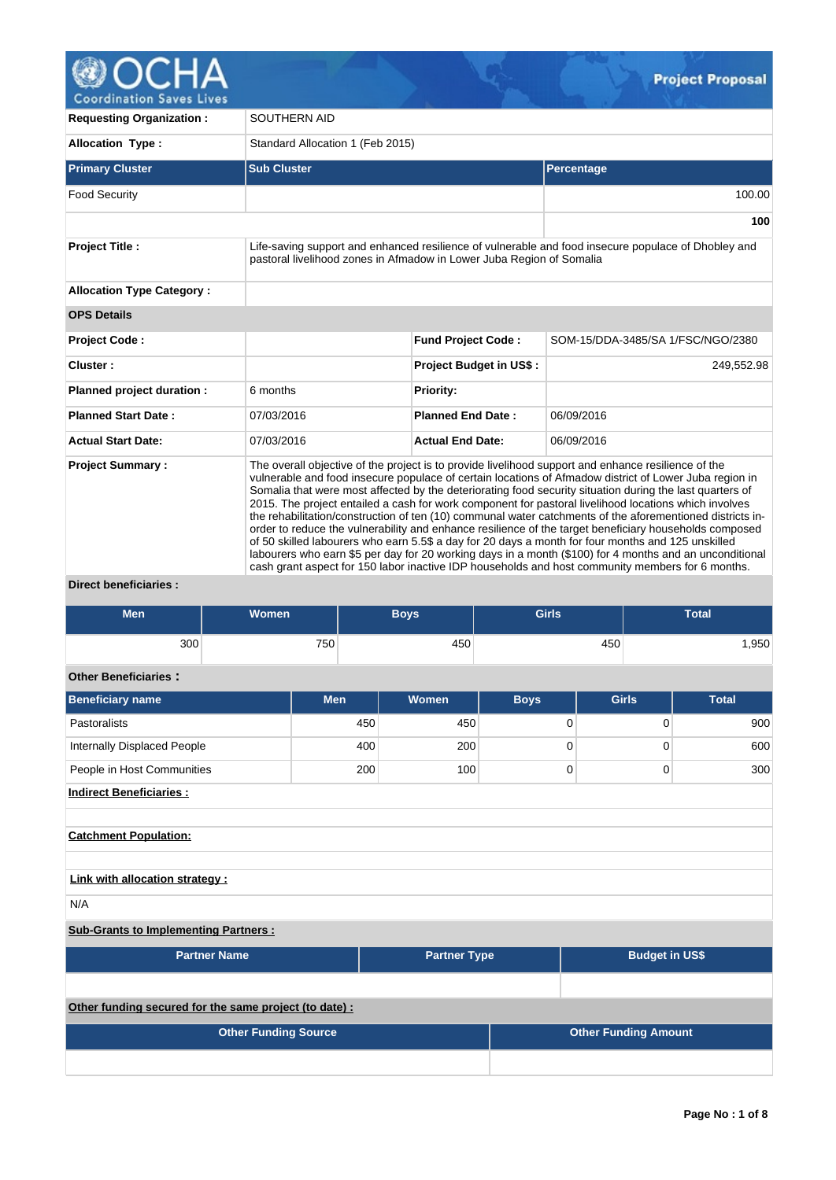# Project Proposal

| | | | |
|---|---|---|---|
| **Requesting Organization :** | SOUTHERN AID | | |
| **Allocation Type :** | Standard Allocation 1 (Feb 2015) | | |

| Primary Cluster | Sub Cluster | Percentage |
|---|---|---|
| Food Security | | 100.00 |
| | | **100** |

| | | | |
|---|---|---|---|
| **Project Title :** | Life-saving support and enhanced resilience of vulnerable and food insecure populace of Dhobley and pastoral livelihood zones in Afmadow in Lower Juba Region of Somalia | | |
| **Allocation Type Category :** | | | |
| **OPS Details** | | | |
| **Project Code :** | | **Fund Project Code :** | SOM-15/DDA-3485/SA 1/FSC/NGO/2380 |
| **Cluster :** | | **Project Budget in US$ :** | 249,552.98 |
| **Planned project duration :** | 6 months | **Priority:** | |
| **Planned Start Date :** | 07/03/2016 | **Planned End Date :** | 06/09/2016 |
| **Actual Start Date:** | 07/03/2016 | **Actual End Date:** | 06/09/2016 |
| **Project Summary :** | The overall objective of the project is to provide livelihood support and enhance resilience of the vulnerable and food insecure populace of certain locations of Afmadow district of Lower Juba region in Somalia that were most affected by the deteriorating food security situation during the last quarters of 2015. The project entailed a cash for work component for pastoral livelihood locations which involves the rehabilitation/construction of ten (10) communal water catchments of the aforementioned districts in-order to reduce the vulnerability and enhance resilience of the target beneficiary households composed of 50 skilled labourers who earn 5.5$ a day for 20 days a month for four months and 125 unskilled labourers who earn $5 per day for 20 working days in a month ($100) for 4 months and an unconditional cash grant aspect for 150 labor inactive IDP households and host community members for 6 months. | | |

**Direct beneficiaries :**

| Men | Women | Boys | Girls | Total |
|---|---|---|---|---|
| 300 | 750 | 450 | 450 | 1,950 |

**Other Beneficiaries :**

| Beneficiary name | Men | Women | Boys | Girls | Total |
|---|---|---|---|---|---|
| Pastoralists | 450 | 450 | 0 | 0 | 900 |
| Internally Displaced People | 400 | 200 | 0 | 0 | 600 |
| People in Host Communities | 200 | 100 | 0 | 0 | 300 |

**Indirect Beneficiaries :**

**Catchment Population:**

**Link with allocation strategy :**

N/A

**Sub-Grants to Implementing Partners :**

| Partner Name | Partner Type | Budget in US$ |
|---|---|---|
| | | |

**Other funding secured for the same project (to date) :**

| Other Funding Source | Other Funding Amount |
|---|---|
| | |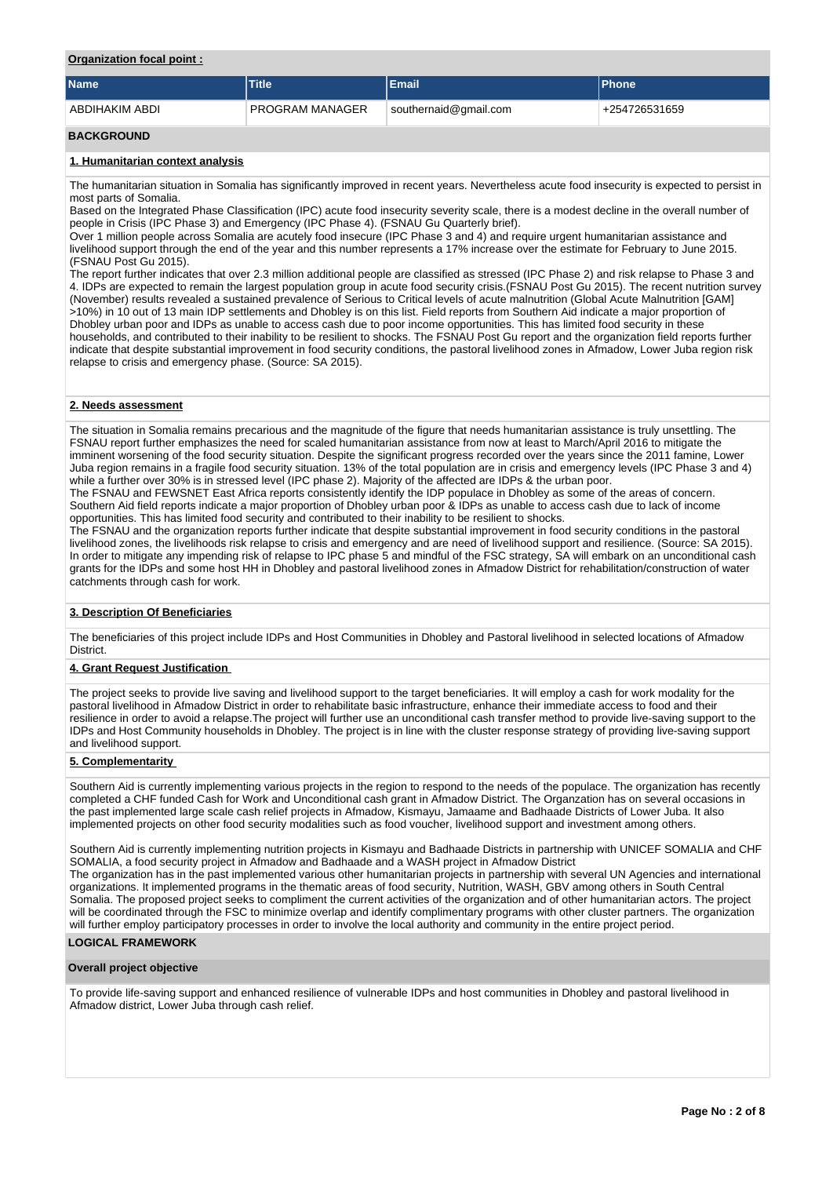**Organization focal point :**

| Name | Title | Email | Phone |
|---|---|---|---|
| ABDIHAKIM ABDI | PROGRAM MANAGER | southernaid@gmail.com | +254726531659 |

## BACKGROUND

### 1. Humanitarian context analysis

The humanitarian situation in Somalia has significantly improved in recent years. Nevertheless acute food insecurity is expected to persist in most parts of Somalia.
Based on the Integrated Phase Classification (IPC) acute food insecurity severity scale, there is a modest decline in the overall number of people in Crisis (IPC Phase 3) and Emergency (IPC Phase 4). (FSNAU Gu Quarterly brief).
Over 1 million people across Somalia are acutely food insecure (IPC Phase 3 and 4) and require urgent humanitarian assistance and livelihood support through the end of the year and this number represents a 17% increase over the estimate for February to June 2015. (FSNAU Post Gu 2015).
The report further indicates that over 2.3 million additional people are classified as stressed (IPC Phase 2) and risk relapse to Phase 3 and 4. IDPs are expected to remain the largest population group in acute food security crisis.(FSNAU Post Gu 2015). The recent nutrition survey (November) results revealed a sustained prevalence of Serious to Critical levels of acute malnutrition (Global Acute Malnutrition [GAM] >10%) in 10 out of 13 main IDP settlements and Dhobley is on this list. Field reports from Southern Aid indicate a major proportion of Dhobley urban poor and IDPs as unable to access cash due to poor income opportunities. This has limited food security in these households, and contributed to their inability to be resilient to shocks. The FSNAU Post Gu report and the organization field reports further indicate that despite substantial improvement in food security conditions, the pastoral livelihood zones in Afmadow, Lower Juba region risk relapse to crisis and emergency phase. (Source: SA 2015).

### 2. Needs assessment

The situation in Somalia remains precarious and the magnitude of the figure that needs humanitarian assistance is truly unsettling. The FSNAU report further emphasizes the need for scaled humanitarian assistance from now at least to March/April 2016 to mitigate the imminent worsening of the food security situation. Despite the significant progress recorded over the years since the 2011 famine, Lower Juba region remains in a fragile food security situation. 13% of the total population are in crisis and emergency levels (IPC Phase 3 and 4) while a further over 30% is in stressed level (IPC phase 2). Majority of the affected are IDPs & the urban poor.
The FSNAU and FEWSNET East Africa reports consistently identify the IDP populace in Dhobley as some of the areas of concern. Southern Aid field reports indicate a major proportion of Dhobley urban poor & IDPs as unable to access cash due to lack of income opportunities. This has limited food security and contributed to their inability to be resilient to shocks.
The FSNAU and the organization reports further indicate that despite substantial improvement in food security conditions in the pastoral livelihood zones, the livelihoods risk relapse to crisis and emergency and are need of livelihood support and resilience. (Source: SA 2015). In order to mitigate any impending risk of relapse to IPC phase 5 and mindful of the FSC strategy, SA will embark on an unconditional cash grants for the IDPs and some host HH in Dhobley and pastoral livelihood zones in Afmadow District for rehabilitation/construction of water catchments through cash for work.

### 3. Description Of Beneficiaries

The beneficiaries of this project include IDPs and Host Communities in Dhobley and Pastoral livelihood in selected locations of Afmadow District.

### 4. Grant Request Justification

The project seeks to provide live saving and livelihood support to the target beneficiaries. It will employ a cash for work modality for the pastoral livelihood in Afmadow District in order to rehabilitate basic infrastructure, enhance their immediate access to food and their resilience in order to avoid a relapse.The project will further use an unconditional cash transfer method to provide live-saving support to the IDPs and Host Community households in Dhobley. The project is in line with the cluster response strategy of providing live-saving support and livelihood support.

### 5. Complementarity

Southern Aid is currently implementing various projects in the region to respond to the needs of the populace. The organization has recently completed a CHF funded Cash for Work and Unconditional cash grant in Afmadow District. The Organzation has on several occasions in the past implemented large scale cash relief projects in Afmadow, Kismayu, Jamaame and Badhaade Districts of Lower Juba. It also implemented projects on other food security modalities such as food voucher, livelihood support and investment among others.

Southern Aid is currently implementing nutrition projects in Kismayu and Badhaade Districts in partnership with UNICEF SOMALIA and CHF SOMALIA, a food security project in Afmadow and Badhaade and a WASH project in Afmadow District
The organization has in the past implemented various other humanitarian projects in partnership with several UN Agencies and international organizations. It implemented programs in the thematic areas of food security, Nutrition, WASH, GBV among others in South Central Somalia. The proposed project seeks to compliment the current activities of the organization and of other humanitarian actors. The project will be coordinated through the FSC to minimize overlap and identify complimentary programs with other cluster partners. The organization will further employ participatory processes in order to involve the local authority and community in the entire project period.

## LOGICAL FRAMEWORK

### Overall project objective

To provide life-saving support and enhanced resilience of vulnerable IDPs and host communities in Dhobley and pastoral livelihood in Afmadow district, Lower Juba through cash relief.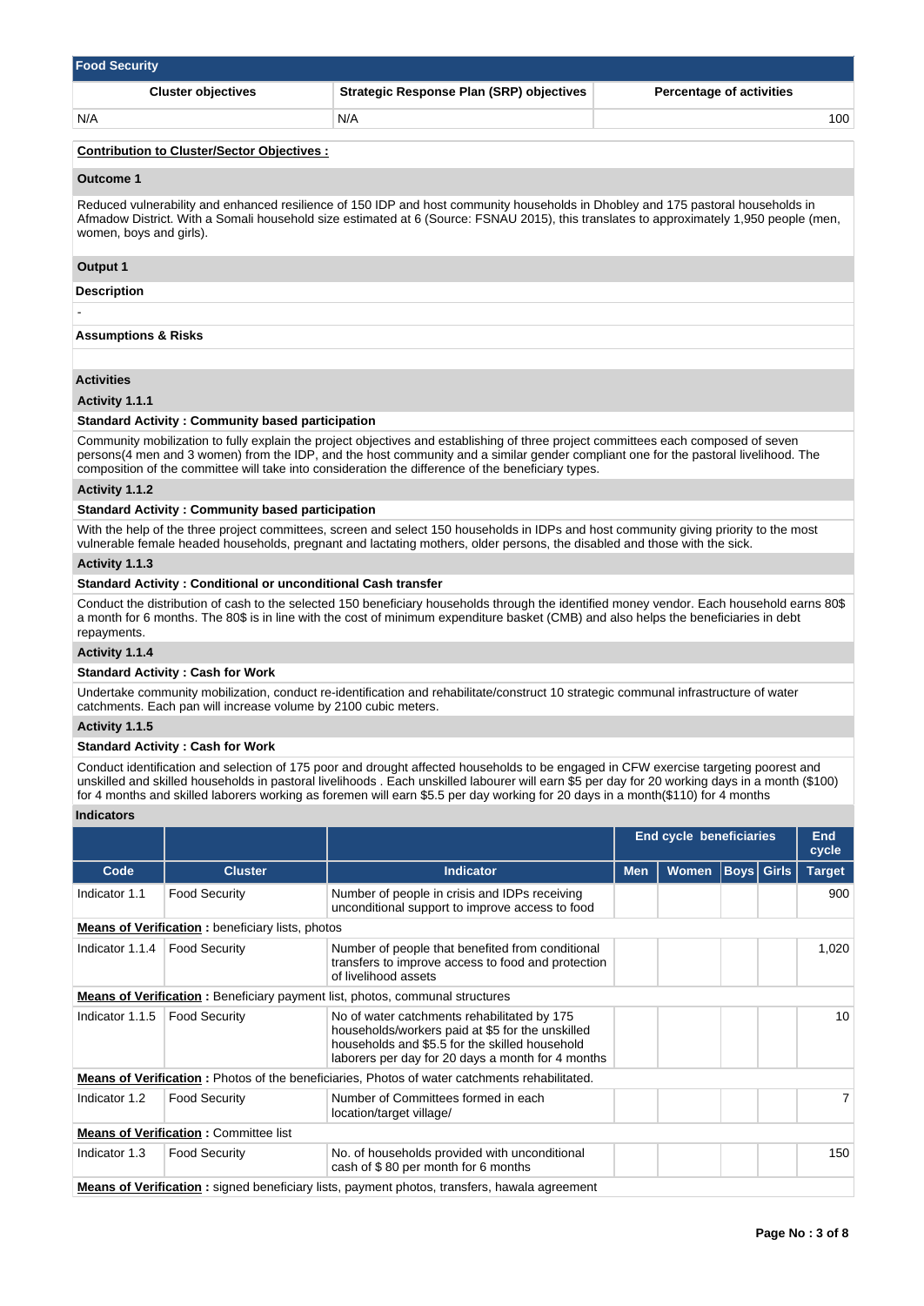## Food Security

| Cluster objectives | Strategic Response Plan (SRP) objectives | Percentage of activities |
| --- | --- | --- |
| N/A | N/A | 100 |

**Contribution to Cluster/Sector Objectives :**

### Outcome 1

Reduced vulnerability and enhanced resilience of 150 IDP and host community households in Dhobley and 175 pastoral households in Afmadow District. With a Somali household size estimated at 6 (Source: FSNAU 2015), this translates to approximately 1,950 people (men, women, boys and girls).

### Output 1

**Description**

-

**Assumptions & Risks**

**Activities**

**Activity 1.1.1**

**Standard Activity : Community based participation**

Community mobilization to fully explain the project objectives and establishing of three project committees each composed of seven persons(4 men and 3 women) from the IDP, and the host community and a similar gender compliant one for the pastoral livelihood. The composition of the committee will take into consideration the difference of the beneficiary types.

**Activity 1.1.2**

**Standard Activity : Community based participation**

With the help of the three project committees, screen and select 150 households in IDPs and host community giving priority to the most vulnerable female headed households, pregnant and lactating mothers, older persons, the disabled and those with the sick.

**Activity 1.1.3**

**Standard Activity : Conditional or unconditional Cash transfer**

Conduct the distribution of cash to the selected 150 beneficiary households through the identified money vendor. Each household earns 80$ a month for 6 months. The 80$ is in line with the cost of minimum expenditure basket (CMB) and also helps the beneficiaries in debt repayments.

**Activity 1.1.4**

**Standard Activity : Cash for Work**

Undertake community mobilization, conduct re-identification and rehabilitate/construct 10 strategic communal infrastructure of water catchments. Each pan will increase volume by 2100 cubic meters.

**Activity 1.1.5**

**Standard Activity : Cash for Work**

Conduct identification and selection of 175 poor and drought affected households to be engaged in CFW exercise targeting poorest and unskilled and skilled households in pastoral livelihoods . Each unskilled labourer will earn $5 per day for 20 working days in a month ($100) for 4 months and skilled laborers working as foremen will earn $5.5 per day working for 20 days in a month($110) for 4 months

**Indicators**

| | | | End cycle beneficiaries | | | | End cycle |
| --- | --- | --- | --- | --- | --- | --- | --- |
| **Code** | **Cluster** | **Indicator** | **Men** | **Women** | **Boys** | **Girls** | **Target** |
| Indicator 1.1 | Food Security | Number of people in crisis and IDPs receiving unconditional support to improve access to food | | | | | 900 |
| **Means of Verification :** beneficiary lists, photos | | | | | | | |
| Indicator 1.1.4 | Food Security | Number of people that benefited from conditional transfers to improve access to food and protection of livelihood assets | | | | | 1,020 |
| **Means of Verification :** Beneficiary payment list, photos, communal structures | | | | | | | |
| Indicator 1.1.5 | Food Security | No of water catchments rehabilitated by 175 households/workers paid at $5 for the unskilled households and $5.5 for the skilled household laborers per day for 20 days a month for 4 months | | | | | 10 |
| **Means of Verification :** Photos of the beneficiaries, Photos of water catchments rehabilitated. | | | | | | | |
| Indicator 1.2 | Food Security | Number of Committees formed in each location/target village/ | | | | | 7 |
| **Means of Verification :** Committee list | | | | | | | |
| Indicator 1.3 | Food Security | No. of households provided with unconditional cash of $ 80 per month for 6 months | | | | | 150 |
| **Means of Verification :** signed beneficiary lists, payment photos, transfers, hawala agreement | | | | | | | |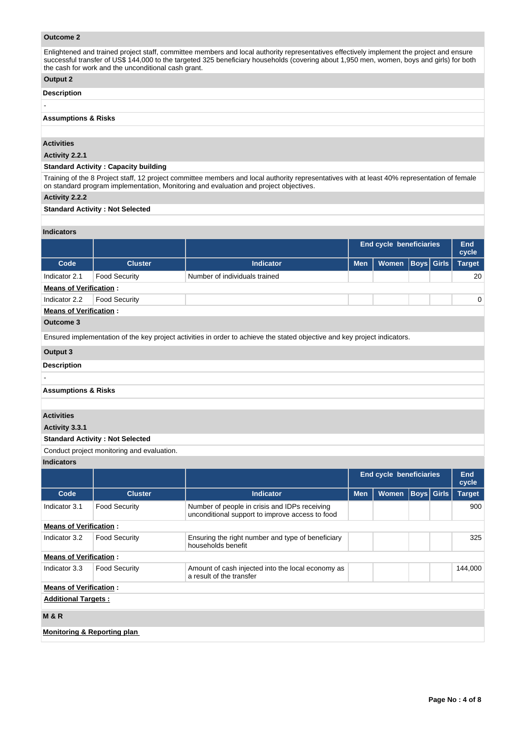**Outcome 2**

Enlightened and trained project staff, committee members and local authority representatives effectively implement the project and ensure successful transfer of US$ 144,000 to the targeted 325 beneficiary households (covering about 1,950 men, women, boys and girls) for both the cash for work and the unconditional cash grant.

**Output 2**

**Description**

-

**Assumptions & Risks**

**Activities**

**Activity 2.2.1**

**Standard Activity : Capacity building**

Training of the 8 Project staff, 12 project committee members and local authority representatives with at least 40% representation of female on standard program implementation, Monitoring and evaluation and project objectives.

**Activity 2.2.2**

**Standard Activity : Not Selected**

**Indicators**

| | | | End cycle beneficiaries | | | | End cycle |
|---|---|---|---|---|---|---|---|
| **Code** | **Cluster** | **Indicator** | **Men** | **Women** | **Boys** | **Girls** | **Target** |
| Indicator 2.1 | Food Security | Number of individuals trained | | | | | 20 |
| **Means of Verification :** | | | | | | | |
| Indicator 2.2 | Food Security | | | | | | 0 |
| **Means of Verification :** | | | | | | | |

**Outcome 3**

Ensured implementation of the key project activities in order to achieve the stated objective and key project indicators.

**Output 3**

**Description**

-

**Assumptions & Risks**

**Activities**

**Activity 3.3.1**

**Standard Activity : Not Selected**

Conduct project monitoring and evaluation.

**Indicators**

| | | | End cycle beneficiaries | | | | End cycle |
|---|---|---|---|---|---|---|---|
| **Code** | **Cluster** | **Indicator** | **Men** | **Women** | **Boys** | **Girls** | **Target** |
| Indicator 3.1 | Food Security | Number of people in crisis and IDPs receiving unconditional support to improve access to food | | | | | 900 |
| **Means of Verification :** | | | | | | | |
| Indicator 3.2 | Food Security | Ensuring the right number and type of beneficiary households benefit | | | | | 325 |
| **Means of Verification :** | | | | | | | |
| Indicator 3.3 | Food Security | Amount of cash injected into the local economy as a result of the transfer | | | | | 144,000 |
| **Means of Verification :** | | | | | | | |

**Additional Targets :**

**M & R**

**Monitoring & Reporting plan**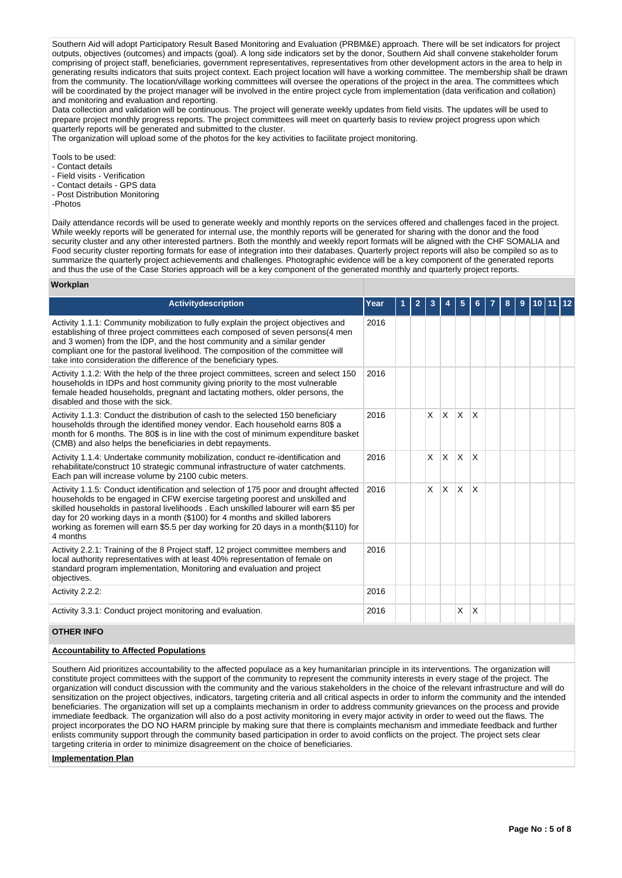Southern Aid will adopt Participatory Result Based Monitoring and Evaluation (PRBM&E) approach. There will be set indicators for project outputs, objectives (outcomes) and impacts (goal). A long side indicators set by the donor, Southern Aid shall convene stakeholder forum comprising of project staff, beneficiaries, government representatives, representatives from other development actors in the area to help in generating results indicators that suits project context. Each project location will have a working committee. The membership shall be drawn from the community. The location/village working committees will oversee the operations of the project in the area. The committees which will be coordinated by the project manager will be involved in the entire project cycle from implementation (data verification and collation) and monitoring and evaluation and reporting.
Data collection and validation will be continuous. The project will generate weekly updates from field visits. The updates will be used to prepare project monthly progress reports. The project committees will meet on quarterly basis to review project progress upon which quarterly reports will be generated and submitted to the cluster.
The organization will upload some of the photos for the key activities to facilitate project monitoring.

Tools to be used:
- Contact details
- Field visits - Verification
- Contact details - GPS data
- Post Distribution Monitoring
-Photos

Daily attendance records will be used to generate weekly and monthly reports on the services offered and challenges faced in the project. While weekly reports will be generated for internal use, the monthly reports will be generated for sharing with the donor and the food security cluster and any other interested partners. Both the monthly and weekly report formats will be aligned with the CHF SOMALIA and Food security cluster reporting formats for ease of integration into their databases. Quarterly project reports will also be compiled so as to summarize the quarterly project achievements and challenges. Photographic evidence will be a key component of the generated reports and thus the use of the Case Stories approach will be a key component of the generated monthly and quarterly project reports.

### Workplan

| Activitydescription | Year | 1 | 2 | 3 | 4 | 5 | 6 | 7 | 8 | 9 | 10 | 11 | 12 |
|---|---|---|---|---|---|---|---|---|---|---|---|---|---|
| Activity 1.1.1: Community mobilization to fully explain the project objectives and establishing of three project committees each composed of seven persons(4 men and 3 women) from the IDP, and the host community and a similar gender compliant one for the pastoral livelihood. The composition of the committee will take into consideration the difference of the beneficiary types. | 2016 | | | | | | | | | | | | |
| Activity 1.1.2: With the help of the three project committees, screen and select 150 households in IDPs and host community giving priority to the most vulnerable female headed households, pregnant and lactating mothers, older persons, the disabled and those with the sick. | 2016 | | | | | | | | | | | | |
| Activity 1.1.3: Conduct the distribution of cash to the selected 150 beneficiary households through the identified money vendor. Each household earns 80$ a month for 6 months. The 80$ is in line with the cost of minimum expenditure basket (CMB) and also helps the beneficiaries in debt repayments. | 2016 | | | X | X | X | X | | | | | | |
| Activity 1.1.4: Undertake community mobilization, conduct re-identification and rehabilitate/construct 10 strategic communal infrastructure of water catchments. Each pan will increase volume by 2100 cubic meters. | 2016 | | | X | X | X | X | | | | | | |
| Activity 1.1.5: Conduct identification and selection of 175 poor and drought affected households to be engaged in CFW exercise targeting poorest and unskilled and skilled households in pastoral livelihoods . Each unskilled labourer will earn $5 per day for 20 working days in a month ($100) for 4 months and skilled laborers working as foremen will earn $5.5 per day working for 20 days in a month($110) for 4 months | 2016 | | | X | X | X | X | | | | | | |
| Activity 2.2.1: Training of the 8 Project staff, 12 project committee members and local authority representatives with at least 40% representation of female on standard program implementation, Monitoring and evaluation and project objectives. | 2016 | | | | | | | | | | | | |
| Activity 2.2.2: | 2016 | | | | | | | | | | | | |
| Activity 3.3.1: Conduct project monitoring and evaluation. | 2016 | | | | | X | X | | | | | | |

## OTHER INFO

**Accountability to Affected Populations**

Southern Aid prioritizes accountability to the affected populace as a key humanitarian principle in its interventions. The organization will constitute project committees with the support of the community to represent the community interests in every stage of the project. The organization will conduct discussion with the community and the various stakeholders in the choice of the relevant infrastructure and will do sensitization on the project objectives, indicators, targeting criteria and all critical aspects in order to inform the community and the intended beneficiaries. The organization will set up a complaints mechanism in order to address community grievances on the process and provide immediate feedback. The organization will also do a post activity monitoring in every major activity in order to weed out the flaws. The project incorporates the DO NO HARM principle by making sure that there is complaints mechanism and immediate feedback and further enlists community support through the community based participation in order to avoid conflicts on the project. The project sets clear targeting criteria in order to minimize disagreement on the choice of beneficiaries.

**Implementation Plan**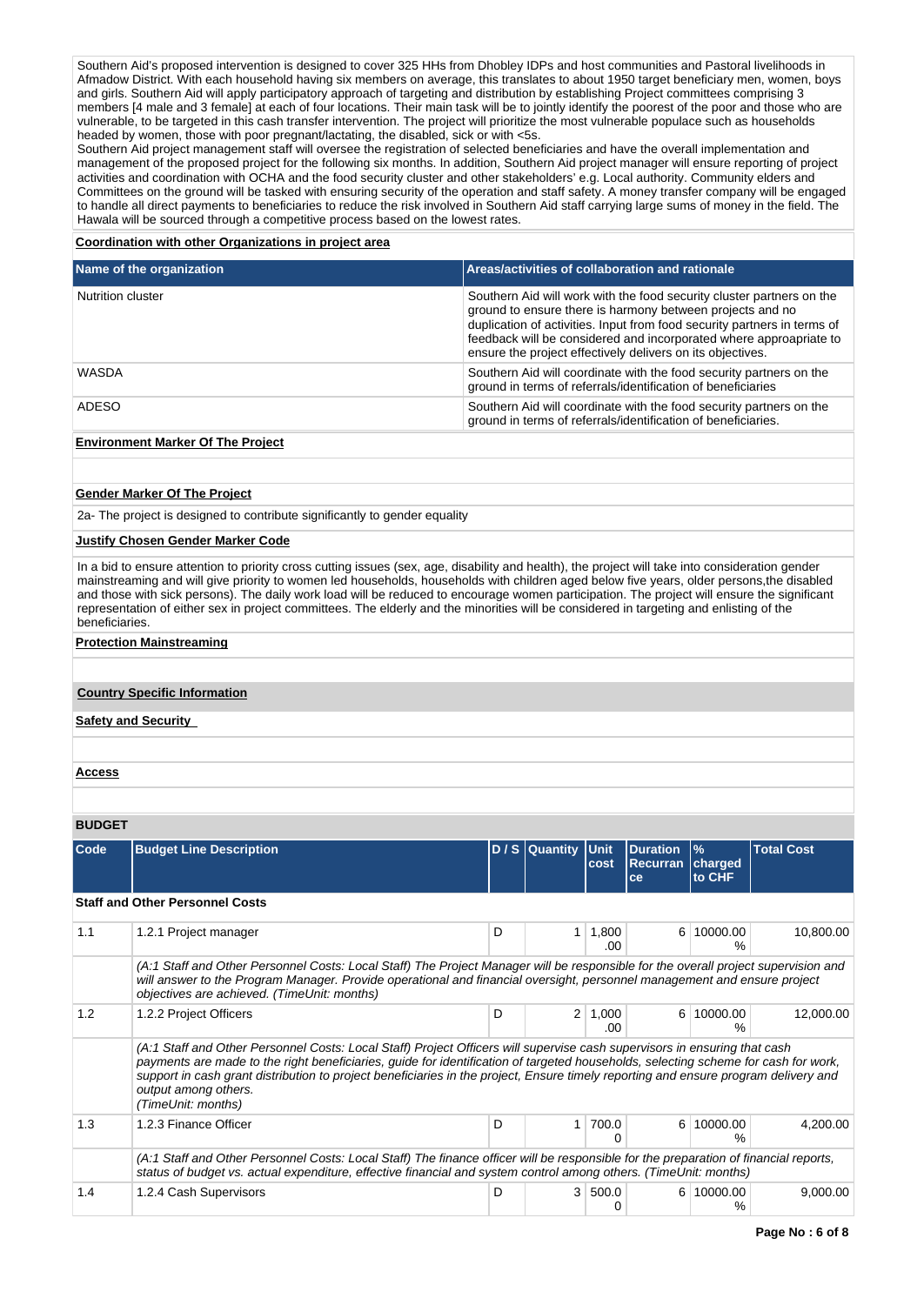Southern Aid's proposed intervention is designed to cover 325 HHs from Dhobley IDPs and host communities and Pastoral livelihoods in Afmadow District. With each household having six members on average, this translates to about 1950 target beneficiary men, women, boys and girls. Southern Aid will apply participatory approach of targeting and distribution by establishing Project committees comprising 3 members [4 male and 3 female] at each of four locations. Their main task will be to jointly identify the poorest of the poor and those who are vulnerable, to be targeted in this cash transfer intervention. The project will prioritize the most vulnerable populace such as households headed by women, those with poor pregnant/lactating, the disabled, sick or with <5s.
Southern Aid project management staff will oversee the registration of selected beneficiaries and have the overall implementation and management of the proposed project for the following six months. In addition, Southern Aid project manager will ensure reporting of project activities and coordination with OCHA and the food security cluster and other stakeholders' e.g. Local authority. Community elders and Committees on the ground will be tasked with ensuring security of the operation and staff safety. A money transfer company will be engaged to handle all direct payments to beneficiaries to reduce the risk involved in Southern Aid staff carrying large sums of money in the field. The Hawala will be sourced through a competitive process based on the lowest rates.

**Coordination with other Organizations in project area**

| Name of the organization | Areas/activities of collaboration and rationale |
|---|---|
| Nutrition cluster | Southern Aid will work with the food security cluster partners on the ground to ensure there is harmony between projects and no duplication of activities. Input from food security partners in terms of feedback will be considered and incorporated where approapriate to ensure the project effectively delivers on its objectives. |
| WASDA | Southern Aid will coordinate with the food security partners on the ground in terms of referrals/identification of beneficiaries |
| ADESO | Southern Aid will coordinate with the food security partners on the ground in terms of referrals/identification of beneficiaries. |

**Environment Marker Of The Project**

**Gender Marker Of The Project**

2a- The project is designed to contribute significantly to gender equality

**Justify Chosen Gender Marker Code**

In a bid to ensure attention to priority cross cutting issues (sex, age, disability and health), the project will take into consideration gender mainstreaming and will give priority to women led households, households with children aged below five years, older persons,the disabled and those with sick persons). The daily work load will be reduced to encourage women participation. The project will ensure the significant representation of either sex in project committees. The elderly and the minorities will be considered in targeting and enlisting of the beneficiaries.

**Protection Mainstreaming**

**Country Specific Information**

**Safety and Security**

**Access**

**BUDGET**

| Code | Budget Line Description | D / S | Quantity | Unit cost | Duration Recurrance | % charged to CHF | Total Cost |
|---|---|---|---|---|---|---|---|
| **Staff and Other Personnel Costs** | | | | | | | |
| 1.1 | 1.2.1 Project manager | D | 1 | 1,800.00 | 6 | 10000.00 % | 10,800.00 |
| | *(A:1 Staff and Other Personnel Costs: Local Staff) The Project Manager will be responsible for the overall project supervision and will answer to the Program Manager. Provide operational and financial oversight, personnel management and ensure project objectives are achieved. (TimeUnit: months)* | | | | | | |
| 1.2 | 1.2.2 Project Officers | D | 2 | 1,000.00 | 6 | 10000.00 % | 12,000.00 |
| | *(A:1 Staff and Other Personnel Costs: Local Staff) Project Officers will supervise cash supervisors in ensuring that cash payments are made to the right beneficiaries, guide for identification of targeted households, selecting scheme for cash for work, support in cash grant distribution to project beneficiaries in the project, Ensure timely reporting and ensure program delivery and output among others. (TimeUnit: months)* | | | | | | |
| 1.3 | 1.2.3 Finance Officer | D | 1 | 700.00 | 6 | 10000.00 % | 4,200.00 |
| | *(A:1 Staff and Other Personnel Costs: Local Staff) The finance officer will be responsible for the preparation of financial reports, status of budget vs. actual expenditure, effective financial and system control among others. (TimeUnit: months)* | | | | | | |
| 1.4 | 1.2.4 Cash Supervisors | D | 3 | 500.00 | 6 | 10000.00 % | 9,000.00 |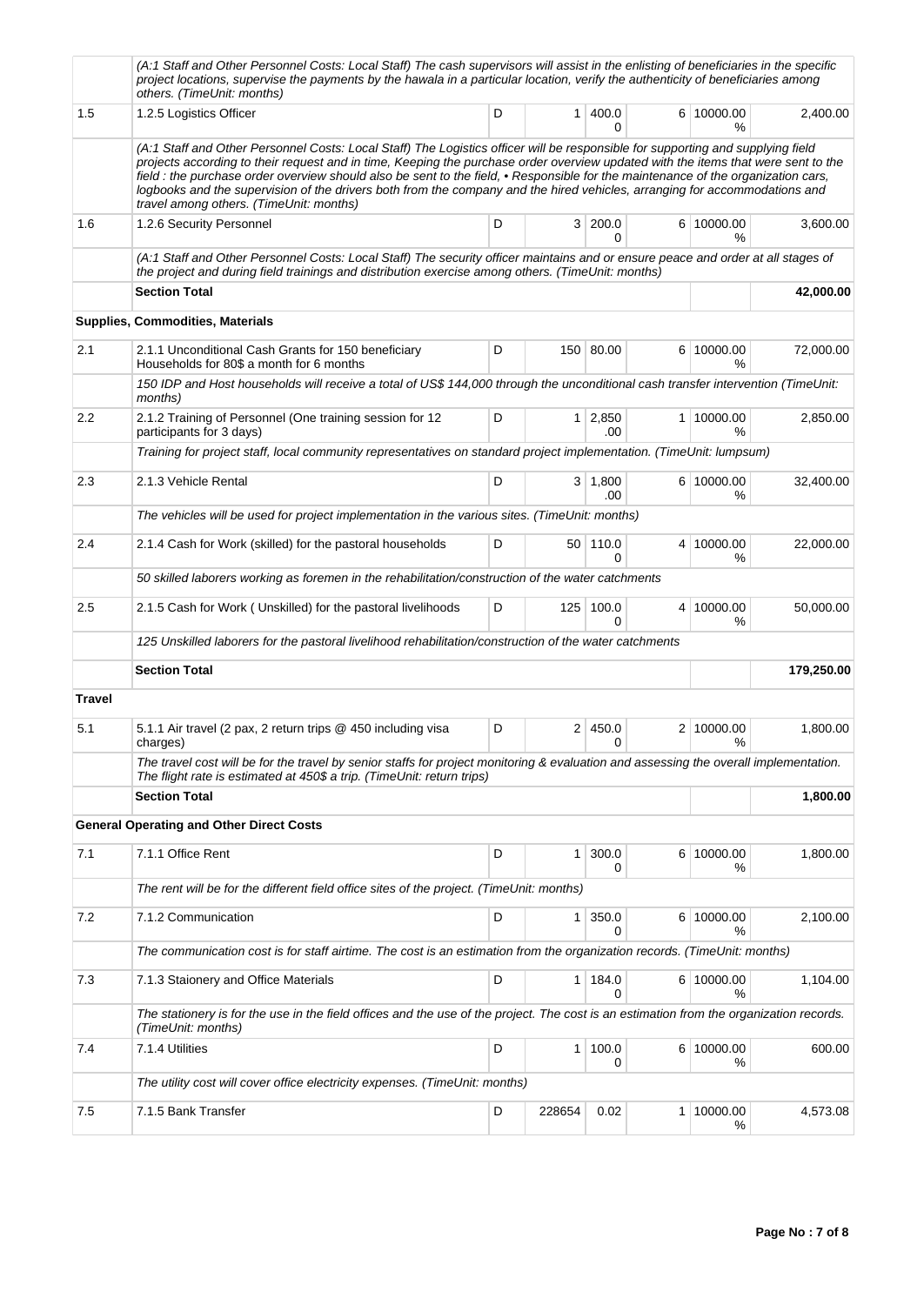| | | | | | | | |
|---|---|---|---|---|---|---|---|
| | (A:1 Staff and Other Personnel Costs: Local Staff) The cash supervisors will assist in the enlisting of beneficiaries in the specific project locations, supervise the payments by the hawala in a particular location, verify the authenticity of beneficiaries among others. (TimeUnit: months) | | | | | | |
| 1.5 | 1.2.5 Logistics Officer | D | 1 | 400.00 | 6 | 10000.00 % | 2,400.00 |
| | (A:1 Staff and Other Personnel Costs: Local Staff) The Logistics officer will be responsible for supporting and supplying field projects according to their request and in time, Keeping the purchase order overview updated with the items that were sent to the field : the purchase order overview should also be sent to the field, • Responsible for the maintenance of the organization cars, logbooks and the supervision of the drivers both from the company and the hired vehicles, arranging for accommodations and travel among others. (TimeUnit: months) | | | | | | |
| 1.6 | 1.2.6 Security Personnel | D | 3 | 200.00 | 6 | 10000.00 % | 3,600.00 |
| | (A:1 Staff and Other Personnel Costs: Local Staff) The security officer maintains and or ensure peace and order at all stages of the project and during field trainings and distribution exercise among others. (TimeUnit: months) | | | | | | |
| | **Section Total** | | | | | | **42,000.00** |
| | **Supplies, Commodities, Materials** | | | | | | |
| 2.1 | 2.1.1 Unconditional Cash Grants for 150 beneficiary Households for 80$ a month for 6 months | D | 150 | 80.00 | 6 | 10000.00 % | 72,000.00 |
| | 150 IDP and Host households will receive a total of US$ 144,000 through the unconditional cash transfer intervention (TimeUnit: months) | | | | | | |
| 2.2 | 2.1.2 Training of Personnel (One training session for 12 participants for 3 days) | D | 1 | 2,850.00 | 1 | 10000.00 % | 2,850.00 |
| | Training for project staff, local community representatives on standard project implementation. (TimeUnit: lumpsum) | | | | | | |
| 2.3 | 2.1.3 Vehicle Rental | D | 3 | 1,800.00 | 6 | 10000.00 % | 32,400.00 |
| | The vehicles will be used for project implementation in the various sites. (TimeUnit: months) | | | | | | |
| 2.4 | 2.1.4 Cash for Work (skilled) for the pastoral households | D | 50 | 110.00 | 4 | 10000.00 % | 22,000.00 |
| | 50 skilled laborers working as foremen in the rehabilitation/construction of the water catchments | | | | | | |
| 2.5 | 2.1.5 Cash for Work ( Unskilled) for the pastoral livelihoods | D | 125 | 100.00 | 4 | 10000.00 % | 50,000.00 |
| | 125 Unskilled laborers for the pastoral livelihood rehabilitation/construction of the water catchments | | | | | | |
| | **Section Total** | | | | | | **179,250.00** |
| **Travel** | | | | | | | |
| 5.1 | 5.1.1 Air travel (2 pax, 2 return trips @ 450 including visa charges) | D | 2 | 450.00 | 2 | 10000.00 % | 1,800.00 |
| | The travel cost will be for the travel by senior staffs for project monitoring & evaluation and assessing the overall implementation. The flight rate is estimated at 450$ a trip. (TimeUnit: return trips) | | | | | | |
| | **Section Total** | | | | | | **1,800.00** |
| | **General Operating and Other Direct Costs** | | | | | | |
| 7.1 | 7.1.1 Office Rent | D | 1 | 300.00 | 6 | 10000.00 % | 1,800.00 |
| | The rent will be for the different field office sites of the project. (TimeUnit: months) | | | | | | |
| 7.2 | 7.1.2 Communication | D | 1 | 350.00 | 6 | 10000.00 % | 2,100.00 |
| | The communication cost is for staff airtime. The cost is an estimation from the organization records. (TimeUnit: months) | | | | | | |
| 7.3 | 7.1.3 Staionery and Office Materials | D | 1 | 184.00 | 6 | 10000.00 % | 1,104.00 |
| | The stationery is for the use in the field offices and the use of the project. The cost is an estimation from the organization records. (TimeUnit: months) | | | | | | |
| 7.4 | 7.1.4 Utilities | D | 1 | 100.00 | 6 | 10000.00 % | 600.00 |
| | The utility cost will cover office electricity expenses. (TimeUnit: months) | | | | | | |
| 7.5 | 7.1.5 Bank Transfer | D | 228654 | 0.02 | 1 | 10000.00 % | 4,573.08 |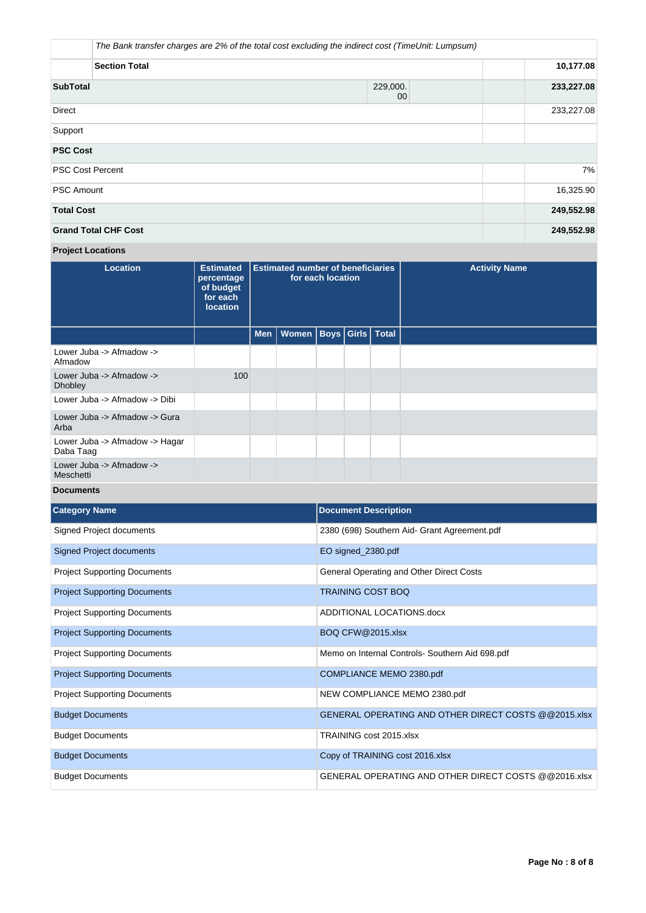| | | | | |
|---|---|---|---|---|
| | *The Bank transfer charges are 2% of the total cost excluding the indirect cost (TimeUnit: Lumpsum)* | | | |
| | **Section Total** | | | **10,177.08** |
| **SubTotal** | | 229,000.00 | | **233,227.08** |
| Direct | | | | 233,227.08 |
| Support | | | | |
| **PSC Cost** | | | | |
| PSC Cost Percent | | | | 7% |
| PSC Amount | | | | 16,325.90 |
| **Total Cost** | | | | **249,552.98** |
| **Grand Total CHF Cost** | | | | **249,552.98** |

**Project Locations**

| Location | Estimated percentage of budget for each location | Estimated number of beneficiaries for each location | | | | | Activity Name |
|---|---|---|---|---|---|---|---|
| | | Men | Women | Boys | Girls | Total | |
| Lower Juba -> Afmadow -> Afmadow | | | | | | | |
| Lower Juba -> Afmadow -> Dhobley | 100 | | | | | | |
| Lower Juba -> Afmadow -> Dibi | | | | | | | |
| Lower Juba -> Afmadow -> Gura Arba | | | | | | | |
| Lower Juba -> Afmadow -> Hagar Daba Taag | | | | | | | |
| Lower Juba -> Afmadow -> Meschetti | | | | | | | |

**Documents**

| Category Name | Document Description |
|---|---|
| Signed Project documents | 2380 (698) Southern Aid- Grant Agreement.pdf |
| Signed Project documents | EO signed_2380.pdf |
| Project Supporting Documents | General Operating and Other Direct Costs |
| Project Supporting Documents | TRAINING COST BOQ |
| Project Supporting Documents | ADDITIONAL LOCATIONS.docx |
| Project Supporting Documents | BOQ CFW@2015.xlsx |
| Project Supporting Documents | Memo on Internal Controls- Southern Aid 698.pdf |
| Project Supporting Documents | COMPLIANCE MEMO 2380.pdf |
| Project Supporting Documents | NEW COMPLIANCE MEMO 2380.pdf |
| Budget Documents | GENERAL OPERATING AND OTHER DIRECT COSTS @@2015.xlsx |
| Budget Documents | TRAINING cost 2015.xlsx |
| Budget Documents | Copy of TRAINING cost 2016.xlsx |
| Budget Documents | GENERAL OPERATING AND OTHER DIRECT COSTS @@2016.xlsx |